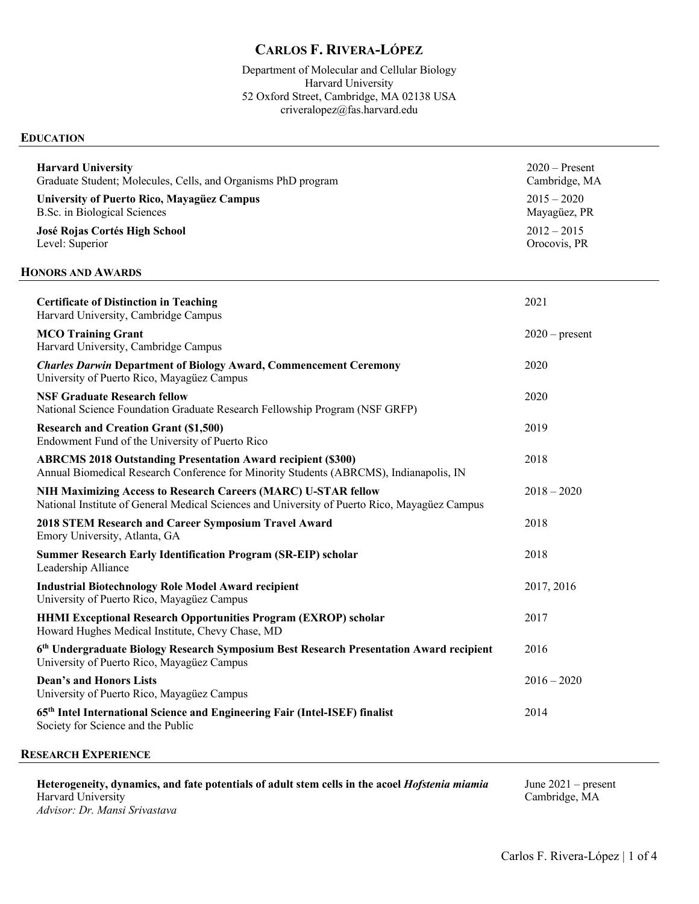# CARLOS F. RIVERA-LÓPEZ

Department of Molecular and Cellular Biology
Harvard University
52 Oxford Street, Cambridge, MA 02138 USA
criveralopez@fas.harvard.edu

## EDUCATION

**Harvard University** — 2020 – Present, Cambridge, MA
Graduate Student; Molecules, Cells, and Organisms PhD program

**University of Puerto Rico, Mayagüez Campus** — 2015 – 2020, Mayagüez, PR
B.Sc. in Biological Sciences

**José Rojas Cortés High School** — 2012 – 2015, Orocovis, PR
Level: Superior

## HONORS AND AWARDS

**Certificate of Distinction in Teaching** — 2021
Harvard University, Cambridge Campus

**MCO Training Grant** — 2020 – present
Harvard University, Cambridge Campus

***Charles Darwin* Department of Biology Award, Commencement Ceremony** — 2020
University of Puerto Rico, Mayagüez Campus

**NSF Graduate Research fellow** — 2020
National Science Foundation Graduate Research Fellowship Program (NSF GRFP)

**Research and Creation Grant ($1,500)** — 2019
Endowment Fund of the University of Puerto Rico

**ABRCMS 2018 Outstanding Presentation Award recipient ($300)** — 2018
Annual Biomedical Research Conference for Minority Students (ABRCMS), Indianapolis, IN

**NIH Maximizing Access to Research Careers (MARC) U-STAR fellow** — 2018 – 2020
National Institute of General Medical Sciences and University of Puerto Rico, Mayagüez Campus

**2018 STEM Research and Career Symposium Travel Award** — 2018
Emory University, Atlanta, GA

**Summer Research Early Identification Program (SR-EIP) scholar** — 2018
Leadership Alliance

**Industrial Biotechnology Role Model Award recipient** — 2017, 2016
University of Puerto Rico, Mayagüez Campus

**HHMI Exceptional Research Opportunities Program (EXROP) scholar** — 2017
Howard Hughes Medical Institute, Chevy Chase, MD

**6th Undergraduate Biology Research Symposium Best Research Presentation Award recipient** — 2016
University of Puerto Rico, Mayagüez Campus

**Dean's and Honors Lists** — 2016 – 2020
University of Puerto Rico, Mayagüez Campus

**65th Intel International Science and Engineering Fair (Intel-ISEF) finalist** — 2014
Society for Science and the Public

## RESEARCH EXPERIENCE

**Heterogeneity, dynamics, and fate potentials of adult stem cells in the acoel *Hofstenia miamia*** — June 2021 – present, Cambridge, MA
Harvard University
*Advisor: Dr. Mansi Srivastava*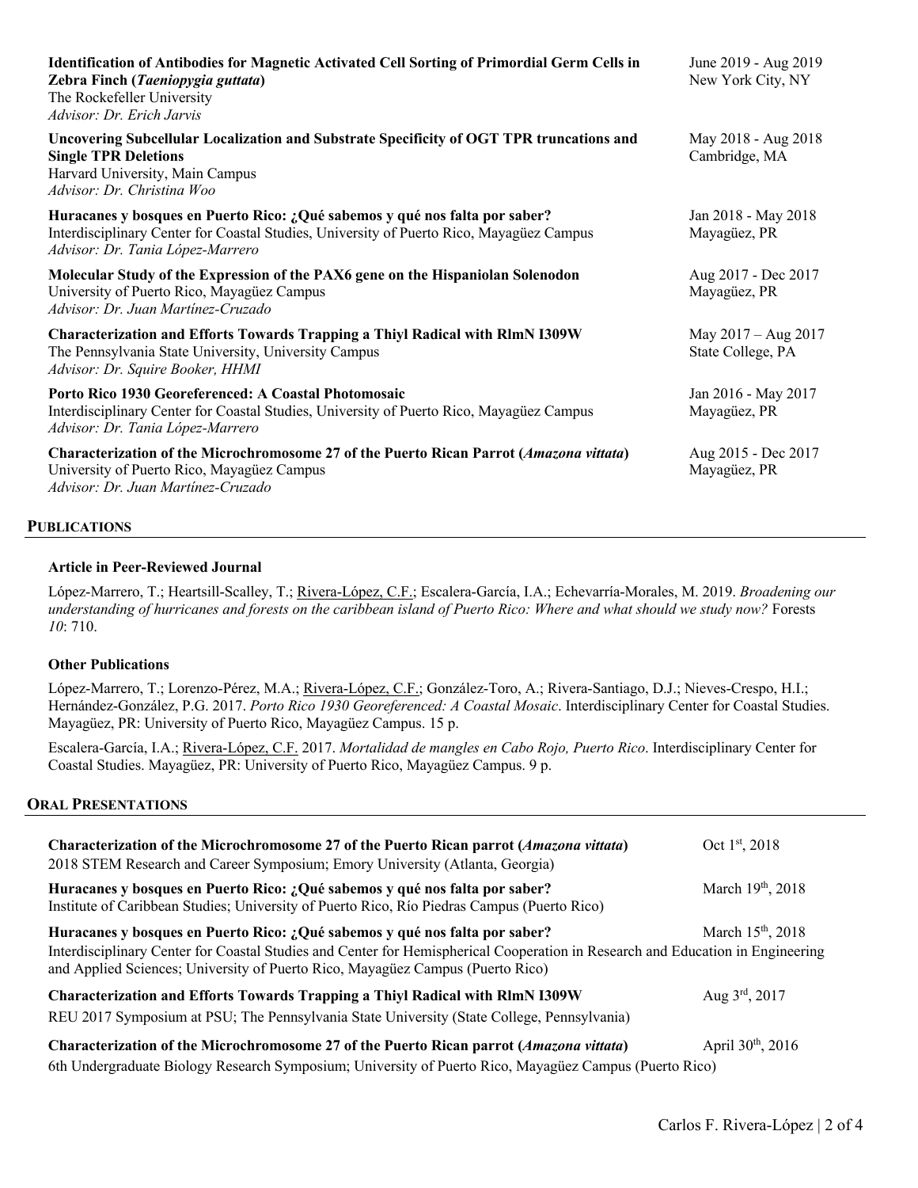**Identification of Antibodies for Magnetic Activated Cell Sorting of Primordial Germ Cells in Zebra Finch (*Taeniopygia guttata*)**
The Rockefeller University
*Advisor: Dr. Erich Jarvis*
June 2019 - Aug 2019
New York City, NY

**Uncovering Subcellular Localization and Substrate Specificity of OGT TPR truncations and Single TPR Deletions**
Harvard University, Main Campus
*Advisor: Dr. Christina Woo*
May 2018 - Aug 2018
Cambridge, MA

**Huracanes y bosques en Puerto Rico: ¿Qué sabemos y qué nos falta por saber?**
Interdisciplinary Center for Coastal Studies, University of Puerto Rico, Mayagüez Campus
*Advisor: Dr. Tania López-Marrero*
Jan 2018 - May 2018
Mayagüez, PR

**Molecular Study of the Expression of the PAX6 gene on the Hispaniolan Solenodon**
University of Puerto Rico, Mayagüez Campus
*Advisor: Dr. Juan Martínez-Cruzado*
Aug 2017 - Dec 2017
Mayagüez, PR

**Characterization and Efforts Towards Trapping a Thiyl Radical with RlmN I309W**
The Pennsylvania State University, University Campus
*Advisor: Dr. Squire Booker, HHMI*
May 2017 – Aug 2017
State College, PA

**Porto Rico 1930 Georeferenced: A Coastal Photomosaic**
Interdisciplinary Center for Coastal Studies, University of Puerto Rico, Mayagüez Campus
*Advisor: Dr. Tania López-Marrero*
Jan 2016 - May 2017
Mayagüez, PR

**Characterization of the Microchromosome 27 of the Puerto Rican Parrot (*Amazona vittata*)**
University of Puerto Rico, Mayagüez Campus
*Advisor: Dr. Juan Martínez-Cruzado*
Aug 2015 - Dec 2017
Mayagüez, PR

## PUBLICATIONS

### Article in Peer-Reviewed Journal

López-Marrero, T.; Heartsill-Scalley, T.; Rivera-López, C.F.; Escalera-García, I.A.; Echevarría-Morales, M. 2019. *Broadening our understanding of hurricanes and forests on the caribbean island of Puerto Rico: Where and what should we study now?* Forests *10*: 710.

### Other Publications

López-Marrero, T.; Lorenzo-Pérez, M.A.; Rivera-López, C.F.; González-Toro, A.; Rivera-Santiago, D.J.; Nieves-Crespo, H.I.; Hernández-González, P.G. 2017. *Porto Rico 1930 Georeferenced: A Coastal Mosaic*. Interdisciplinary Center for Coastal Studies. Mayagüez, PR: University of Puerto Rico, Mayagüez Campus. 15 p.

Escalera-García, I.A.; Rivera-López, C.F. 2017. *Mortalidad de mangles en Cabo Rojo, Puerto Rico*. Interdisciplinary Center for Coastal Studies. Mayagüez, PR: University of Puerto Rico, Mayagüez Campus. 9 p.

## ORAL PRESENTATIONS

**Characterization of the Microchromosome 27 of the Puerto Rican parrot (*Amazona vittata*)** — Oct 1st, 2018
2018 STEM Research and Career Symposium; Emory University (Atlanta, Georgia)

**Huracanes y bosques en Puerto Rico: ¿Qué sabemos y qué nos falta por saber?** — March 19th, 2018
Institute of Caribbean Studies; University of Puerto Rico, Río Piedras Campus (Puerto Rico)

**Huracanes y bosques en Puerto Rico: ¿Qué sabemos y qué nos falta por saber?** — March 15th, 2018
Interdisciplinary Center for Coastal Studies and Center for Hemispherical Cooperation in Research and Education in Engineering and Applied Sciences; University of Puerto Rico, Mayagüez Campus (Puerto Rico)

**Characterization and Efforts Towards Trapping a Thiyl Radical with RlmN I309W** — Aug 3rd, 2017
REU 2017 Symposium at PSU; The Pennsylvania State University (State College, Pennsylvania)

**Characterization of the Microchromosome 27 of the Puerto Rican parrot (*Amazona vittata*)** — April 30th, 2016
6th Undergraduate Biology Research Symposium; University of Puerto Rico, Mayagüez Campus (Puerto Rico)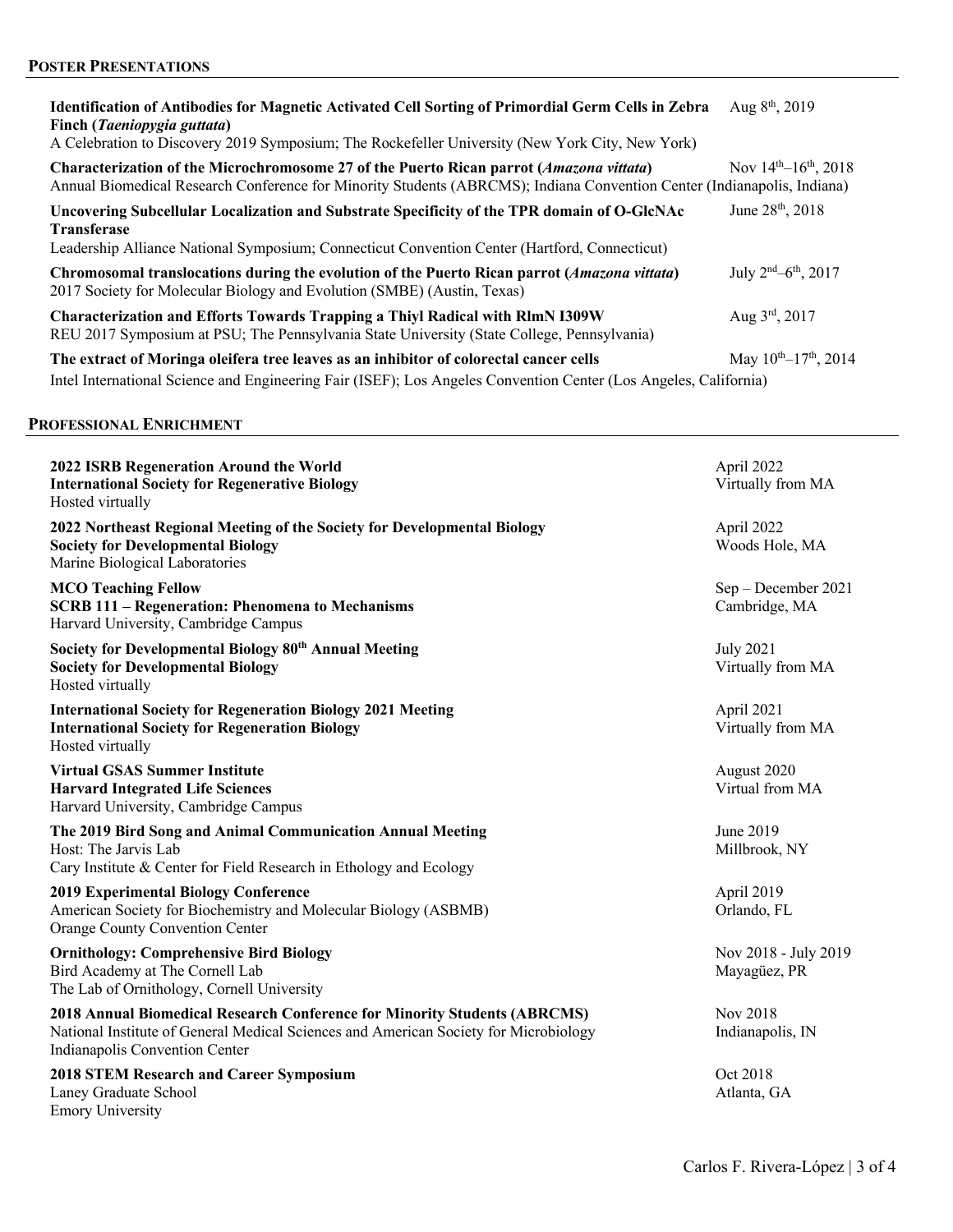## POSTER PRESENTATIONS

**Identification of Antibodies for Magnetic Activated Cell Sorting of Primordial Germ Cells in Zebra Finch (*Taeniopygia guttata*)** — Aug 8th, 2019
A Celebration to Discovery 2019 Symposium; The Rockefeller University (New York City, New York)

**Characterization of the Microchromosome 27 of the Puerto Rican parrot (*Amazona vittata*)** — Nov 14th–16th, 2018
Annual Biomedical Research Conference for Minority Students (ABRCMS); Indiana Convention Center (Indianapolis, Indiana)

**Uncovering Subcellular Localization and Substrate Specificity of the TPR domain of O-GlcNAc Transferase** — June 28th, 2018
Leadership Alliance National Symposium; Connecticut Convention Center (Hartford, Connecticut)

**Chromosomal translocations during the evolution of the Puerto Rican parrot (*Amazona vittata*)** — July 2nd–6th, 2017
2017 Society for Molecular Biology and Evolution (SMBE) (Austin, Texas)

**Characterization and Efforts Towards Trapping a Thiyl Radical with RlmN I309W** — Aug 3rd, 2017
REU 2017 Symposium at PSU; The Pennsylvania State University (State College, Pennsylvania)

**The extract of Moringa oleifera tree leaves as an inhibitor of colorectal cancer cells** — May 10th–17th, 2014
Intel International Science and Engineering Fair (ISEF); Los Angeles Convention Center (Los Angeles, California)

## PROFESSIONAL ENRICHMENT

**2022 ISRB Regeneration Around the World** — April 2022
**International Society for Regenerative Biology** — Virtually from MA
Hosted virtually

**2022 Northeast Regional Meeting of the Society for Developmental Biology** — April 2022
**Society for Developmental Biology** — Woods Hole, MA
Marine Biological Laboratories

**MCO Teaching Fellow** — Sep – December 2021
**SCRB 111 – Regeneration: Phenomena to Mechanisms** — Cambridge, MA
Harvard University, Cambridge Campus

**Society for Developmental Biology 80th Annual Meeting** — July 2021
**Society for Developmental Biology** — Virtually from MA
Hosted virtually

**International Society for Regeneration Biology 2021 Meeting** — April 2021
**International Society for Regeneration Biology** — Virtually from MA
Hosted virtually

**Virtual GSAS Summer Institute** — August 2020
**Harvard Integrated Life Sciences** — Virtual from MA
Harvard University, Cambridge Campus

**The 2019 Bird Song and Animal Communication Annual Meeting** — June 2019
Host: The Jarvis Lab — Millbrook, NY
Cary Institute & Center for Field Research in Ethology and Ecology

**2019 Experimental Biology Conference** — April 2019
American Society for Biochemistry and Molecular Biology (ASBMB) — Orlando, FL
Orange County Convention Center

**Ornithology: Comprehensive Bird Biology** — Nov 2018 - July 2019
Bird Academy at The Cornell Lab — Mayagüez, PR
The Lab of Ornithology, Cornell University

**2018 Annual Biomedical Research Conference for Minority Students (ABRCMS)** — Nov 2018
National Institute of General Medical Sciences and American Society for Microbiology — Indianapolis, IN
Indianapolis Convention Center

**2018 STEM Research and Career Symposium** — Oct 2018
Laney Graduate School — Atlanta, GA
Emory University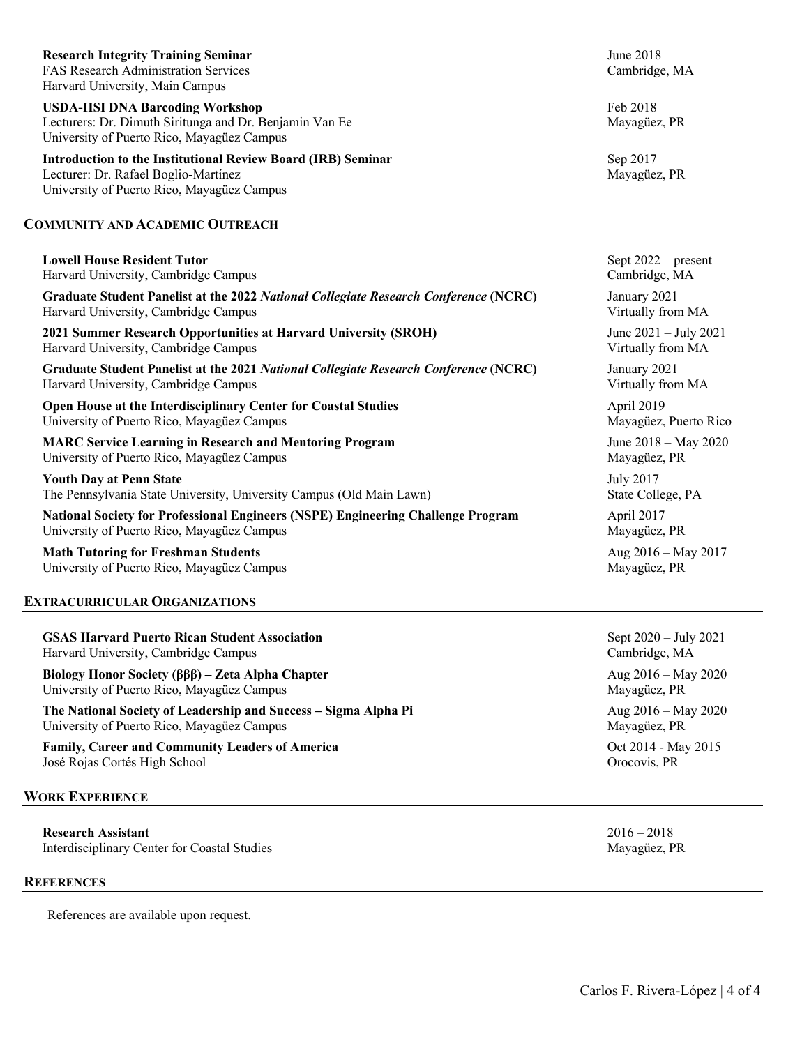**Research Integrity Training Seminar** — June 2018
FAS Research Administration Services — Cambridge, MA
Harvard University, Main Campus

**USDA-HSI DNA Barcoding Workshop** — Feb 2018
Lecturers: Dr. Dimuth Siritunga and Dr. Benjamin Van Ee — Mayagüez, PR
University of Puerto Rico, Mayagüez Campus

**Introduction to the Institutional Review Board (IRB) Seminar** — Sep 2017
Lecturer: Dr. Rafael Boglio-Martínez — Mayagüez, PR
University of Puerto Rico, Mayagüez Campus

## Community and Academic Outreach

**Lowell House Resident Tutor** — Sept 2022 – present
Harvard University, Cambridge Campus — Cambridge, MA

**Graduate Student Panelist at the 2022 *National Collegiate Research Conference* (NCRC)** — January 2021
Harvard University, Cambridge Campus — Virtually from MA

**2021 Summer Research Opportunities at Harvard University (SROH)** — June 2021 – July 2021
Harvard University, Cambridge Campus — Virtually from MA

**Graduate Student Panelist at the 2021 *National Collegiate Research Conference* (NCRC)** — January 2021
Harvard University, Cambridge Campus — Virtually from MA

**Open House at the Interdisciplinary Center for Coastal Studies** — April 2019
University of Puerto Rico, Mayagüez Campus — Mayagüez, Puerto Rico

**MARC Service Learning in Research and Mentoring Program** — June 2018 – May 2020
University of Puerto Rico, Mayagüez Campus — Mayagüez, PR

**Youth Day at Penn State** — July 2017
The Pennsylvania State University, University Campus (Old Main Lawn) — State College, PA

**National Society for Professional Engineers (NSPE) Engineering Challenge Program** — April 2017
University of Puerto Rico, Mayagüez Campus — Mayagüez, PR

**Math Tutoring for Freshman Students** — Aug 2016 – May 2017
University of Puerto Rico, Mayagüez Campus — Mayagüez, PR

## Extracurricular Organizations

**GSAS Harvard Puerto Rican Student Association** — Sept 2020 – July 2021
Harvard University, Cambridge Campus — Cambridge, MA

**Biology Honor Society (βββ) – Zeta Alpha Chapter** — Aug 2016 – May 2020
University of Puerto Rico, Mayagüez Campus — Mayagüez, PR

**The National Society of Leadership and Success – Sigma Alpha Pi** — Aug 2016 – May 2020
University of Puerto Rico, Mayagüez Campus — Mayagüez, PR

**Family, Career and Community Leaders of America** — Oct 2014 - May 2015
José Rojas Cortés High School — Orocovis, PR

## Work Experience

**Research Assistant** — 2016 – 2018
Interdisciplinary Center for Coastal Studies — Mayagüez, PR

## References

References are available upon request.